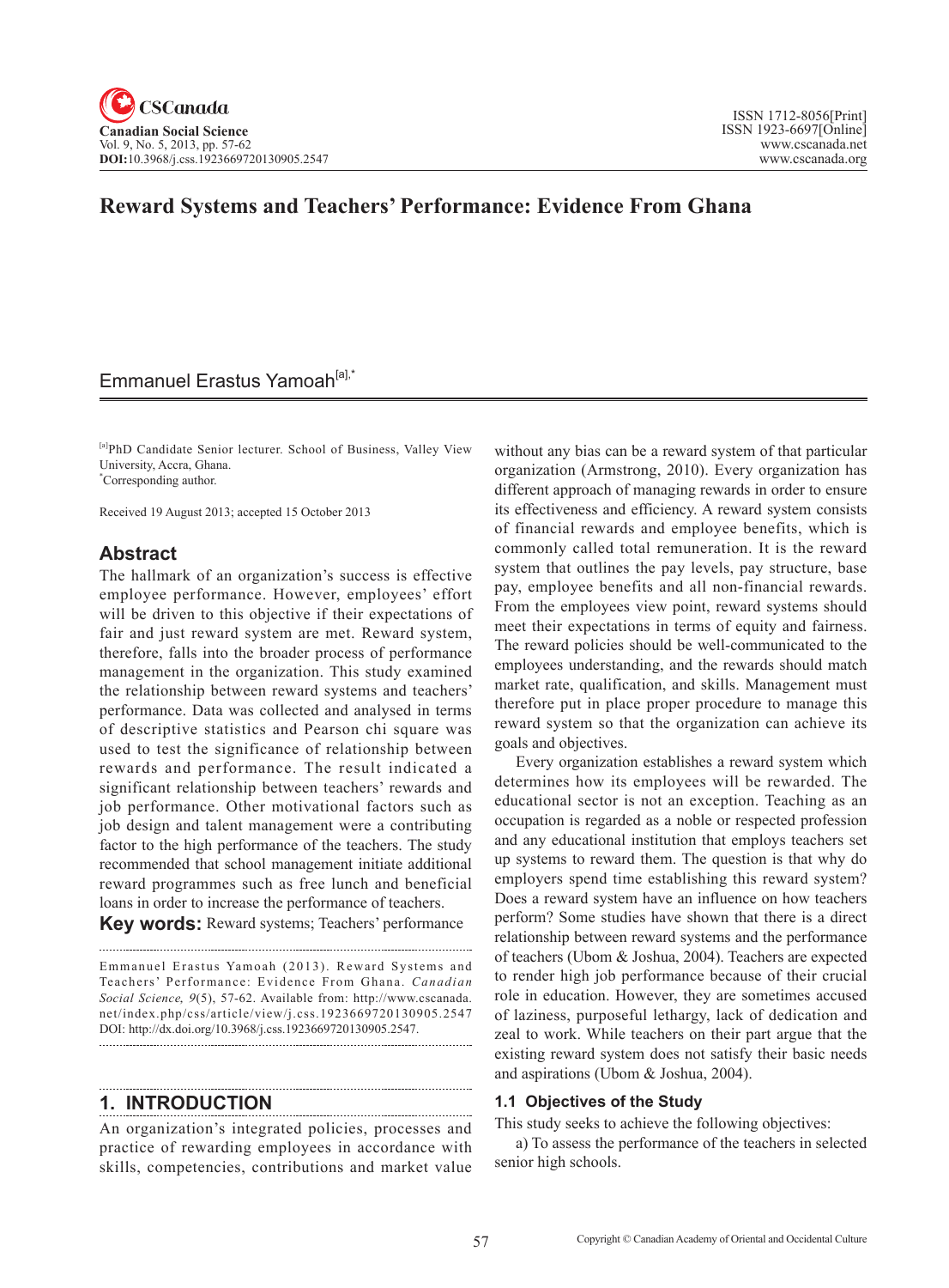# Reward Systems and Teachers' Performance: Evidence From Ghana

Emmanuel Erastus Yamoah[a],*

[a]PhD Candidate Senior lecturer. School of Business, Valley View University, Accra, Ghana.
*Corresponding author.

Received 19 August 2013; accepted 15 October 2013

## Abstract

The hallmark of an organization's success is effective employee performance. However, employees' effort will be driven to this objective if their expectations of fair and just reward system are met. Reward system, therefore, falls into the broader process of performance management in the organization. This study examined the relationship between reward systems and teachers' performance. Data was collected and analysed in terms of descriptive statistics and Pearson chi square was used to test the significance of relationship between rewards and performance. The result indicated a significant relationship between teachers' rewards and job performance. Other motivational factors such as job design and talent management were a contributing factor to the high performance of the teachers. The study recommended that school management initiate additional reward programmes such as free lunch and beneficial loans in order to increase the performance of teachers.

**Key words:** Reward systems; Teachers' performance

Emmanuel Erastus Yamoah (2013). Reward Systems and Teachers' Performance: Evidence From Ghana. *Canadian Social Science, 9*(5), 57-62. Available from: http://www.cscanada.net/index.php/css/article/view/j.css.1923669720130905.2547 DOI: http://dx.doi.org/10.3968/j.css.1923669720130905.2547.

## 1. INTRODUCTION

An organization's integrated policies, processes and practice of rewarding employees in accordance with skills, competencies, contributions and market value without any bias can be a reward system of that particular organization (Armstrong, 2010). Every organization has different approach of managing rewards in order to ensure its effectiveness and efficiency. A reward system consists of financial rewards and employee benefits, which is commonly called total remuneration. It is the reward system that outlines the pay levels, pay structure, base pay, employee benefits and all non-financial rewards. From the employees view point, reward systems should meet their expectations in terms of equity and fairness. The reward policies should be well-communicated to the employees understanding, and the rewards should match market rate, qualification, and skills. Management must therefore put in place proper procedure to manage this reward system so that the organization can achieve its goals and objectives.

Every organization establishes a reward system which determines how its employees will be rewarded. The educational sector is not an exception. Teaching as an occupation is regarded as a noble or respected profession and any educational institution that employs teachers set up systems to reward them. The question is that why do employers spend time establishing this reward system? Does a reward system have an influence on how teachers perform? Some studies have shown that there is a direct relationship between reward systems and the performance of teachers (Ubom & Joshua, 2004). Teachers are expected to render high job performance because of their crucial role in education. However, they are sometimes accused of laziness, purposeful lethargy, lack of dedication and zeal to work. While teachers on their part argue that the existing reward system does not satisfy their basic needs and aspirations (Ubom & Joshua, 2004).

### 1.1 Objectives of the Study

This study seeks to achieve the following objectives:

a) To assess the performance of the teachers in selected senior high schools.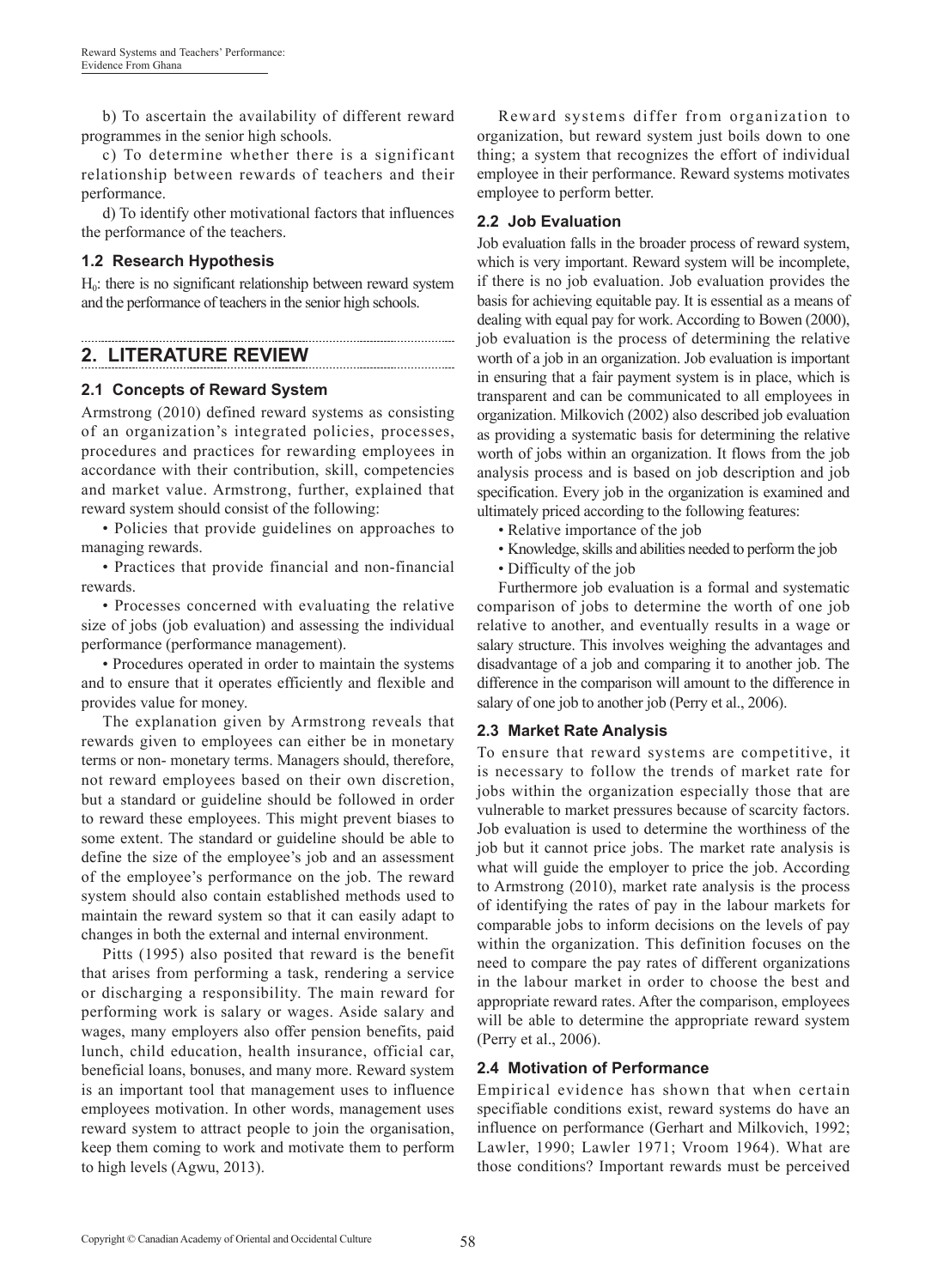b) To ascertain the availability of different reward programmes in the senior high schools.

c) To determine whether there is a significant relationship between rewards of teachers and their performance.

d) To identify other motivational factors that influences the performance of the teachers.

### 1.2 Research Hypothesis

$H_0$: there is no significant relationship between reward system and the performance of teachers in the senior high schools.

## 2. LITERATURE REVIEW

### 2.1 Concepts of Reward System

Armstrong (2010) defined reward systems as consisting of an organization's integrated policies, processes, procedures and practices for rewarding employees in accordance with their contribution, skill, competencies and market value. Armstrong, further, explained that reward system should consist of the following:

• Policies that provide guidelines on approaches to managing rewards.

• Practices that provide financial and non-financial rewards.

• Processes concerned with evaluating the relative size of jobs (job evaluation) and assessing the individual performance (performance management).

• Procedures operated in order to maintain the systems and to ensure that it operates efficiently and flexible and provides value for money.

The explanation given by Armstrong reveals that rewards given to employees can either be in monetary terms or non- monetary terms. Managers should, therefore, not reward employees based on their own discretion, but a standard or guideline should be followed in order to reward these employees. This might prevent biases to some extent. The standard or guideline should be able to define the size of the employee's job and an assessment of the employee's performance on the job. The reward system should also contain established methods used to maintain the reward system so that it can easily adapt to changes in both the external and internal environment.

Pitts (1995) also posited that reward is the benefit that arises from performing a task, rendering a service or discharging a responsibility. The main reward for performing work is salary or wages. Aside salary and wages, many employers also offer pension benefits, paid lunch, child education, health insurance, official car, beneficial loans, bonuses, and many more. Reward system is an important tool that management uses to influence employees motivation. In other words, management uses reward system to attract people to join the organisation, keep them coming to work and motivate them to perform to high levels (Agwu, 2013).

Reward systems differ from organization to organization, but reward system just boils down to one thing; a system that recognizes the effort of individual employee in their performance. Reward systems motivates employee to perform better.

### 2.2 Job Evaluation

Job evaluation falls in the broader process of reward system, which is very important. Reward system will be incomplete, if there is no job evaluation. Job evaluation provides the basis for achieving equitable pay. It is essential as a means of dealing with equal pay for work. According to Bowen (2000), job evaluation is the process of determining the relative worth of a job in an organization. Job evaluation is important in ensuring that a fair payment system is in place, which is transparent and can be communicated to all employees in organization. Milkovich (2002) also described job evaluation as providing a systematic basis for determining the relative worth of jobs within an organization. It flows from the job analysis process and is based on job description and job specification. Every job in the organization is examined and ultimately priced according to the following features:

• Relative importance of the job

• Knowledge, skills and abilities needed to perform the job

• Difficulty of the job

Furthermore job evaluation is a formal and systematic comparison of jobs to determine the worth of one job relative to another, and eventually results in a wage or salary structure. This involves weighing the advantages and disadvantage of a job and comparing it to another job. The difference in the comparison will amount to the difference in salary of one job to another job (Perry et al., 2006).

### 2.3 Market Rate Analysis

To ensure that reward systems are competitive, it is necessary to follow the trends of market rate for jobs within the organization especially those that are vulnerable to market pressures because of scarcity factors. Job evaluation is used to determine the worthiness of the job but it cannot price jobs. The market rate analysis is what will guide the employer to price the job. According to Armstrong (2010), market rate analysis is the process of identifying the rates of pay in the labour markets for comparable jobs to inform decisions on the levels of pay within the organization. This definition focuses on the need to compare the pay rates of different organizations in the labour market in order to choose the best and appropriate reward rates. After the comparison, employees will be able to determine the appropriate reward system (Perry et al., 2006).

### 2.4 Motivation of Performance

Empirical evidence has shown that when certain specifiable conditions exist, reward systems do have an influence on performance (Gerhart and Milkovich, 1992; Lawler, 1990; Lawler 1971; Vroom 1964). What are those conditions? Important rewards must be perceived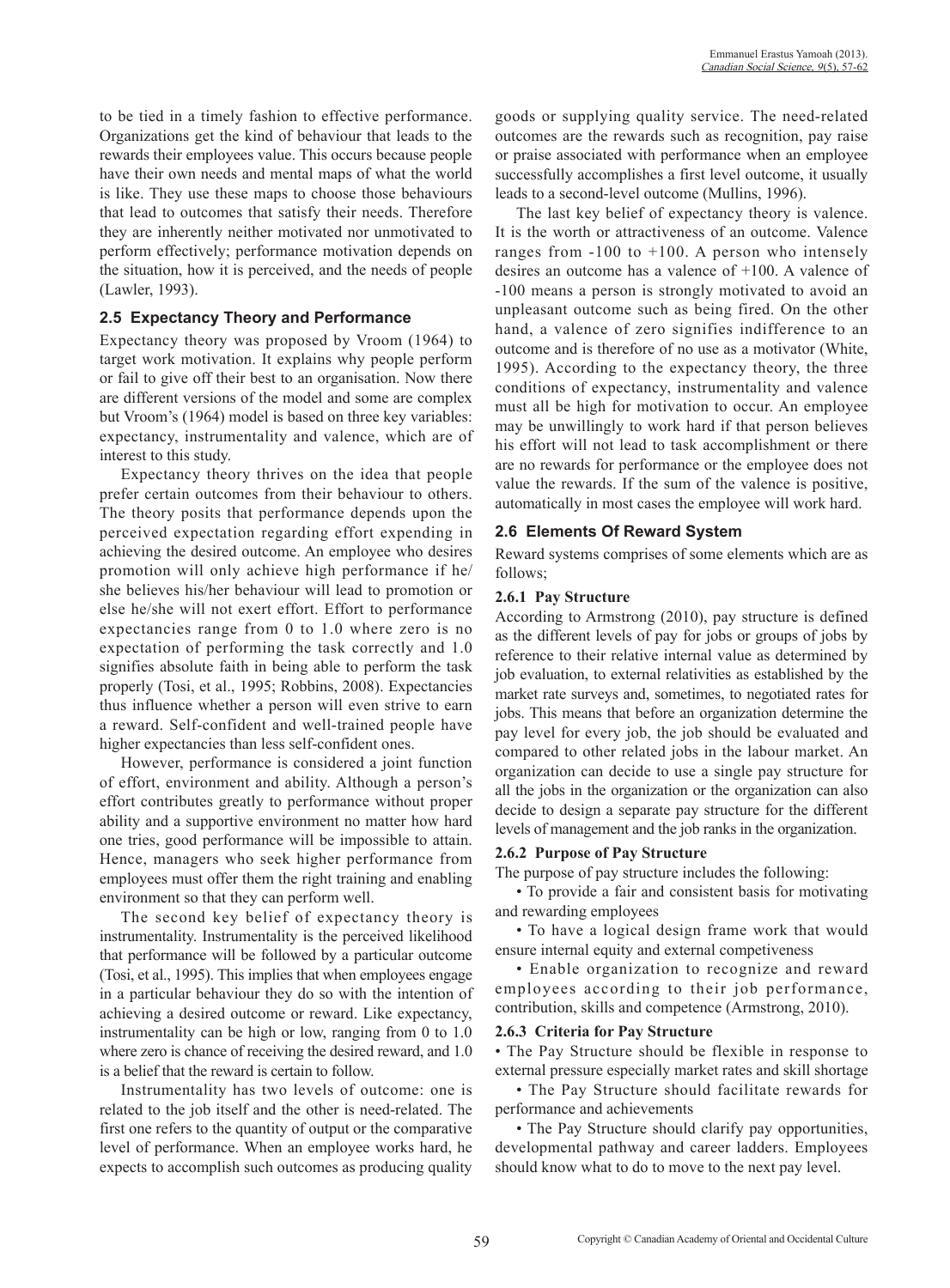to be tied in a timely fashion to effective performance. Organizations get the kind of behaviour that leads to the rewards their employees value. This occurs because people have their own needs and mental maps of what the world is like. They use these maps to choose those behaviours that lead to outcomes that satisfy their needs. Therefore they are inherently neither motivated nor unmotivated to perform effectively; performance motivation depends on the situation, how it is perceived, and the needs of people (Lawler, 1993).

### 2.5 Expectancy Theory and Performance

Expectancy theory was proposed by Vroom (1964) to target work motivation. It explains why people perform or fail to give off their best to an organisation. Now there are different versions of the model and some are complex but Vroom's (1964) model is based on three key variables: expectancy, instrumentality and valence, which are of interest to this study.

Expectancy theory thrives on the idea that people prefer certain outcomes from their behaviour to others. The theory posits that performance depends upon the perceived expectation regarding effort expending in achieving the desired outcome. An employee who desires promotion will only achieve high performance if he/she believes his/her behaviour will lead to promotion or else he/she will not exert effort. Effort to performance expectancies range from 0 to 1.0 where zero is no expectation of performing the task correctly and 1.0 signifies absolute faith in being able to perform the task properly (Tosi, et al., 1995; Robbins, 2008). Expectancies thus influence whether a person will even strive to earn a reward. Self-confident and well-trained people have higher expectancies than less self-confident ones.

However, performance is considered a joint function of effort, environment and ability. Although a person's effort contributes greatly to performance without proper ability and a supportive environment no matter how hard one tries, good performance will be impossible to attain. Hence, managers who seek higher performance from employees must offer them the right training and enabling environment so that they can perform well.

The second key belief of expectancy theory is instrumentality. Instrumentality is the perceived likelihood that performance will be followed by a particular outcome (Tosi, et al., 1995). This implies that when employees engage in a particular behaviour they do so with the intention of achieving a desired outcome or reward. Like expectancy, instrumentality can be high or low, ranging from 0 to 1.0 where zero is chance of receiving the desired reward, and 1.0 is a belief that the reward is certain to follow.

Instrumentality has two levels of outcome: one is related to the job itself and the other is need-related. The first one refers to the quantity of output or the comparative level of performance. When an employee works hard, he expects to accomplish such outcomes as producing quality goods or supplying quality service. The need-related outcomes are the rewards such as recognition, pay raise or praise associated with performance when an employee successfully accomplishes a first level outcome, it usually leads to a second-level outcome (Mullins, 1996).

The last key belief of expectancy theory is valence. It is the worth or attractiveness of an outcome. Valence ranges from -100 to +100. A person who intensely desires an outcome has a valence of +100. A valence of -100 means a person is strongly motivated to avoid an unpleasant outcome such as being fired. On the other hand, a valence of zero signifies indifference to an outcome and is therefore of no use as a motivator (White, 1995). According to the expectancy theory, the three conditions of expectancy, instrumentality and valence must all be high for motivation to occur. An employee may be unwillingly to work hard if that person believes his effort will not lead to task accomplishment or there are no rewards for performance or the employee does not value the rewards. If the sum of the valence is positive, automatically in most cases the employee will work hard.

### 2.6 Elements Of Reward System

Reward systems comprises of some elements which are as follows;

#### 2.6.1 Pay Structure

According to Armstrong (2010), pay structure is defined as the different levels of pay for jobs or groups of jobs by reference to their relative internal value as determined by job evaluation, to external relativities as established by the market rate surveys and, sometimes, to negotiated rates for jobs. This means that before an organization determine the pay level for every job, the job should be evaluated and compared to other related jobs in the labour market. An organization can decide to use a single pay structure for all the jobs in the organization or the organization can also decide to design a separate pay structure for the different levels of management and the job ranks in the organization.

#### 2.6.2 Purpose of Pay Structure

The purpose of pay structure includes the following:

- To provide a fair and consistent basis for motivating and rewarding employees
- To have a logical design frame work that would ensure internal equity and external competiveness
- Enable organization to recognize and reward employees according to their job performance, contribution, skills and competence (Armstrong, 2010).

#### 2.6.3 Criteria for Pay Structure

- The Pay Structure should be flexible in response to external pressure especially market rates and skill shortage
- The Pay Structure should facilitate rewards for performance and achievements
- The Pay Structure should clarify pay opportunities, developmental pathway and career ladders. Employees should know what to do to move to the next pay level.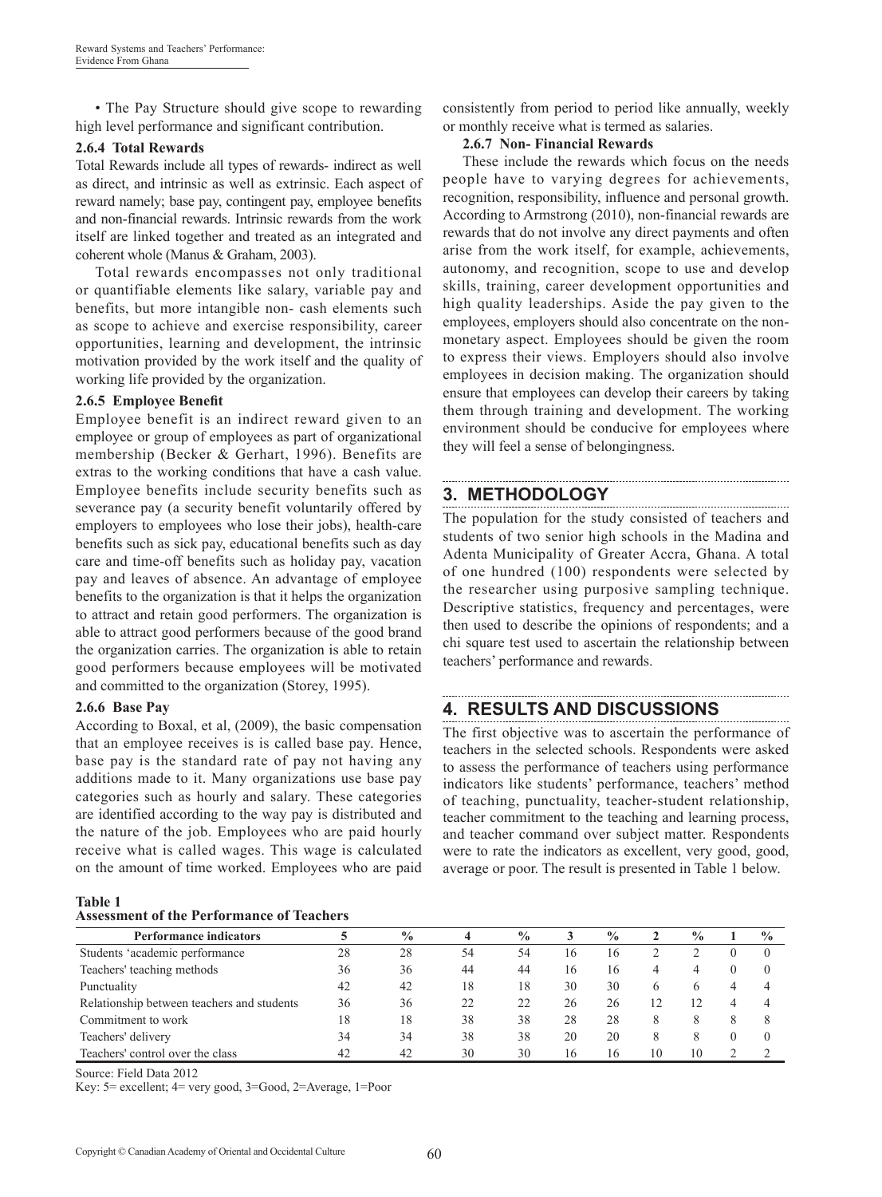• The Pay Structure should give scope to rewarding high level performance and significant contribution.

### 2.6.4 Total Rewards

Total Rewards include all types of rewards- indirect as well as direct, and intrinsic as well as extrinsic. Each aspect of reward namely; base pay, contingent pay, employee benefits and non-financial rewards. Intrinsic rewards from the work itself are linked together and treated as an integrated and coherent whole (Manus & Graham, 2003).

Total rewards encompasses not only traditional or quantifiable elements like salary, variable pay and benefits, but more intangible non- cash elements such as scope to achieve and exercise responsibility, career opportunities, learning and development, the intrinsic motivation provided by the work itself and the quality of working life provided by the organization.

### 2.6.5 Employee Benefit

Employee benefit is an indirect reward given to an employee or group of employees as part of organizational membership (Becker & Gerhart, 1996). Benefits are extras to the working conditions that have a cash value. Employee benefits include security benefits such as severance pay (a security benefit voluntarily offered by employers to employees who lose their jobs), health-care benefits such as sick pay, educational benefits such as day care and time-off benefits such as holiday pay, vacation pay and leaves of absence. An advantage of employee benefits to the organization is that it helps the organization to attract and retain good performers. The organization is able to attract good performers because of the good brand the organization carries. The organization is able to retain good performers because employees will be motivated and committed to the organization (Storey, 1995).

### 2.6.6 Base Pay

According to Boxal, et al, (2009), the basic compensation that an employee receives is is called base pay. Hence, base pay is the standard rate of pay not having any additions made to it. Many organizations use base pay categories such as hourly and salary. These categories are identified according to the way pay is distributed and the nature of the job. Employees who are paid hourly receive what is called wages. This wage is calculated on the amount of time worked. Employees who are paid consistently from period to period like annually, weekly or monthly receive what is termed as salaries.

### 2.6.7 Non- Financial Rewards

These include the rewards which focus on the needs people have to varying degrees for achievements, recognition, responsibility, influence and personal growth. According to Armstrong (2010), non-financial rewards are rewards that do not involve any direct payments and often arise from the work itself, for example, achievements, autonomy, and recognition, scope to use and develop skills, training, career development opportunities and high quality leaderships. Aside the pay given to the employees, employers should also concentrate on the non-monetary aspect. Employees should be given the room to express their views. Employers should also involve employees in decision making. The organization should ensure that employees can develop their careers by taking them through training and development. The working environment should be conducive for employees where they will feel a sense of belongingness.

## 3. METHODOLOGY

The population for the study consisted of teachers and students of two senior high schools in the Madina and Adenta Municipality of Greater Accra, Ghana. A total of one hundred (100) respondents were selected by the researcher using purposive sampling technique. Descriptive statistics, frequency and percentages, were then used to describe the opinions of respondents; and a chi square test used to ascertain the relationship between teachers' performance and rewards.

## 4. RESULTS AND DISCUSSIONS

The first objective was to ascertain the performance of teachers in the selected schools. Respondents were asked to assess the performance of teachers using performance indicators like students' performance, teachers' method of teaching, punctuality, teacher-student relationship, teacher commitment to the teaching and learning process, and teacher command over subject matter. Respondents were to rate the indicators as excellent, very good, good, average or poor. The result is presented in Table 1 below.

**Table 1**
**Assessment of the Performance of Teachers**

| Performance indicators | 5 | % | 4 | % | 3 | % | 2 | % | 1 | % |
|---|---|---|---|---|---|---|---|---|---|---|
| Students 'academic performance | 28 | 28 | 54 | 54 | 16 | 16 | 2 | 2 | 0 | 0 |
| Teachers' teaching methods | 36 | 36 | 44 | 44 | 16 | 16 | 4 | 4 | 0 | 0 |
| Punctuality | 42 | 42 | 18 | 18 | 30 | 30 | 6 | 6 | 4 | 4 |
| Relationship between teachers and students | 36 | 36 | 22 | 22 | 26 | 26 | 12 | 12 | 4 | 4 |
| Commitment to work | 18 | 18 | 38 | 38 | 28 | 28 | 8 | 8 | 8 | 8 |
| Teachers' delivery | 34 | 34 | 38 | 38 | 20 | 20 | 8 | 8 | 0 | 0 |
| Teachers' control over the class | 42 | 42 | 30 | 30 | 16 | 16 | 10 | 10 | 2 | 2 |

Source: Field Data 2012

Key: 5= excellent; 4= very good, 3=Good, 2=Average, 1=Poor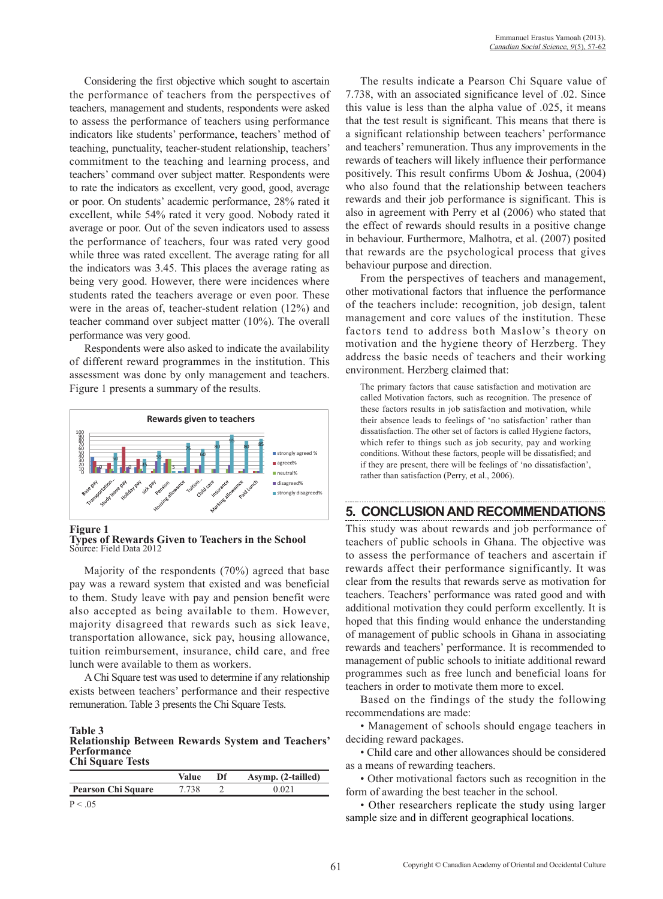Considering the first objective which sought to ascertain the performance of teachers from the perspectives of teachers, management and students, respondents were asked to assess the performance of teachers using performance indicators like students' performance, teachers' method of teaching, punctuality, teacher-student relationship, teachers' commitment to the teaching and learning process, and teachers' command over subject matter. Respondents were to rate the indicators as excellent, very good, good, average or poor. On students' academic performance, 28% rated it excellent, while 54% rated it very good. Nobody rated it average or poor. Out of the seven indicators used to assess the performance of teachers, four was rated very good while three was rated excellent. The average rating for all the indicators was 3.45. This places the average rating as being very good. However, there were incidences where students rated the teachers average or even poor. These were in the areas of, teacher-student relation (12%) and teacher command over subject matter (10%). The overall performance was very good.

Respondents were also asked to indicate the availability of different reward programmes in the institution. This assessment was done by only management and teachers. Figure 1 presents a summary of the results.

**Figure 1**
**Types of Rewards Given to Teachers in the School**
Source: Field Data 2012

Majority of the respondents (70%) agreed that base pay was a reward system that existed and was beneficial to them. Study leave with pay and pension benefit were also accepted as being available to them. However, majority disagreed that rewards such as sick leave, transportation allowance, sick pay, housing allowance, tuition reimbursement, insurance, child care, and free lunch were available to them as workers.

A Chi Square test was used to determine if any relationship exists between teachers' performance and their respective remuneration. Table 3 presents the Chi Square Tests.

**Table 3**
**Relationship Between Rewards System and Teachers' Performance**
**Chi Square Tests**

| | Value | Df | Asymp. (2-tailled) |
|---|---|---|---|
| Pearson Chi Square | 7.738 | 2 | 0.021 |

$P < .05$

The results indicate a Pearson Chi Square value of 7.738, with an associated significance level of .02. Since this value is less than the alpha value of .025, it means that the test result is significant. This means that there is a significant relationship between teachers' performance and teachers' remuneration. Thus any improvements in the rewards of teachers will likely influence their performance positively. This result confirms Ubom & Joshua, (2004) who also found that the relationship between teachers rewards and their job performance is significant. This is also in agreement with Perry et al (2006) who stated that the effect of rewards should results in a positive change in behaviour. Furthermore, Malhotra, et al. (2007) posited that rewards are the psychological process that gives behaviour purpose and direction.

From the perspectives of teachers and management, other motivational factors that influence the performance of the teachers include: recognition, job design, talent management and core values of the institution. These factors tend to address both Maslow's theory on motivation and the hygiene theory of Herzberg. They address the basic needs of teachers and their working environment. Herzberg claimed that:

> The primary factors that cause satisfaction and motivation are called Motivation factors, such as recognition. The presence of these factors results in job satisfaction and motivation, while their absence leads to feelings of 'no satisfaction' rather than dissatisfaction. The other set of factors is called Hygiene factors, which refer to things such as job security, pay and working conditions. Without these factors, people will be dissatisfied; and if they are present, there will be feelings of 'no dissatisfaction', rather than satisfaction (Perry, et al., 2006).

## 5. CONCLUSION AND RECOMMENDATIONS

This study was about rewards and job performance of teachers of public schools in Ghana. The objective was to assess the performance of teachers and ascertain if rewards affect their performance significantly. It was clear from the results that rewards serve as motivation for teachers. Teachers' performance was rated good and with additional motivation they could perform excellently. It is hoped that this finding would enhance the understanding of management of public schools in Ghana in associating rewards and teachers' performance. It is recommended to management of public schools to initiate additional reward programmes such as free lunch and beneficial loans for teachers in order to motivate them more to excel.

Based on the findings of the study the following recommendations are made:

- Management of schools should engage teachers in deciding reward packages.
- Child care and other allowances should be considered as a means of rewarding teachers.
- Other motivational factors such as recognition in the form of awarding the best teacher in the school.
- Other researchers replicate the study using larger sample size and in different geographical locations.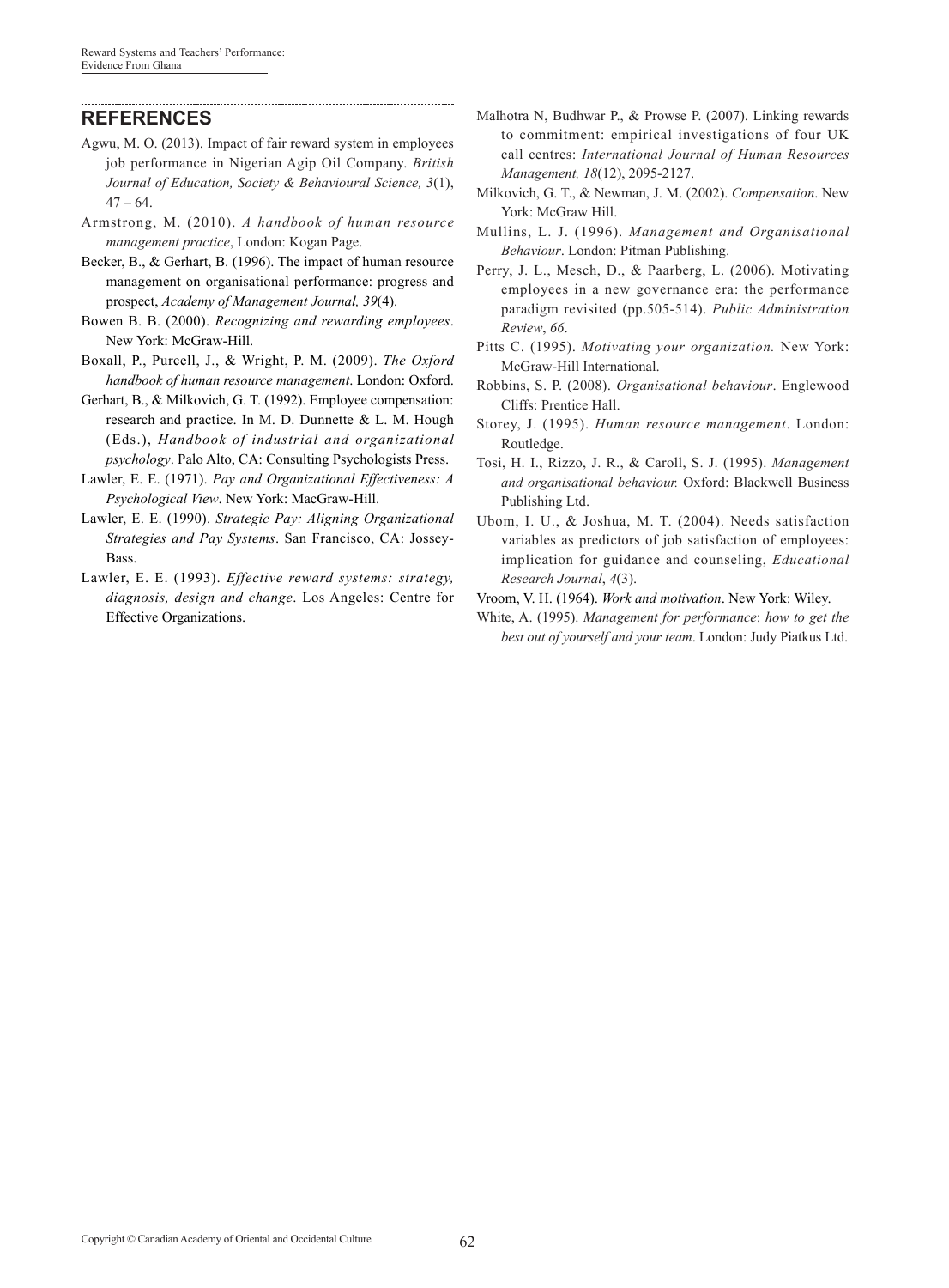## REFERENCES

Agwu, M. O. (2013). Impact of fair reward system in employees job performance in Nigerian Agip Oil Company. *British Journal of Education, Society & Behavioural Science, 3*(1), 47 – 64.

Armstrong, M. (2010). *A handbook of human resource management practice*, London: Kogan Page.

Becker, B., & Gerhart, B. (1996). The impact of human resource management on organisational performance: progress and prospect, *Academy of Management Journal, 39*(4).

Bowen B. B. (2000). *Recognizing and rewarding employees*. New York: McGraw-Hill.

Boxall, P., Purcell, J., & Wright, P. M. (2009). *The Oxford handbook of human resource management*. London: Oxford.

Gerhart, B., & Milkovich, G. T. (1992). Employee compensation: research and practice. In M. D. Dunnette & L. M. Hough (Eds.), *Handbook of industrial and organizational psychology*. Palo Alto, CA: Consulting Psychologists Press.

Lawler, E. E. (1971). *Pay and Organizational Effectiveness: A Psychological View*. New York: MacGraw-Hill.

Lawler, E. E. (1990). *Strategic Pay: Aligning Organizational Strategies and Pay Systems*. San Francisco, CA: Jossey-Bass.

Lawler, E. E. (1993). *Effective reward systems: strategy, diagnosis, design and change*. Los Angeles: Centre for Effective Organizations.

Malhotra N, Budhwar P., & Prowse P. (2007). Linking rewards to commitment: empirical investigations of four UK call centres: *International Journal of Human Resources Management, 18*(12), 2095-2127.

Milkovich, G. T., & Newman, J. M. (2002). *Compensation*. New York: McGraw Hill.

Mullins, L. J. (1996). *Management and Organisational Behaviour*. London: Pitman Publishing.

Perry, J. L., Mesch, D., & Paarberg, L. (2006). Motivating employees in a new governance era: the performance paradigm revisited (pp.505-514). *Public Administration Review*, *66*.

Pitts C. (1995). *Motivating your organization.* New York: McGraw-Hill International.

Robbins, S. P. (2008). *Organisational behaviour*. Englewood Cliffs: Prentice Hall.

Storey, J. (1995). *Human resource management*. London: Routledge.

Tosi, H. I., Rizzo, J. R., & Caroll, S. J. (1995). *Management and organisational behaviour.* Oxford: Blackwell Business Publishing Ltd.

Ubom, I. U., & Joshua, M. T. (2004). Needs satisfaction variables as predictors of job satisfaction of employees: implication for guidance and counseling, *Educational Research Journal*, *4*(3).

Vroom, V. H. (1964). *Work and motivation*. New York: Wiley.

White, A. (1995). *Management for performance*: *how to get the best out of yourself and your team*. London: Judy Piatkus Ltd.